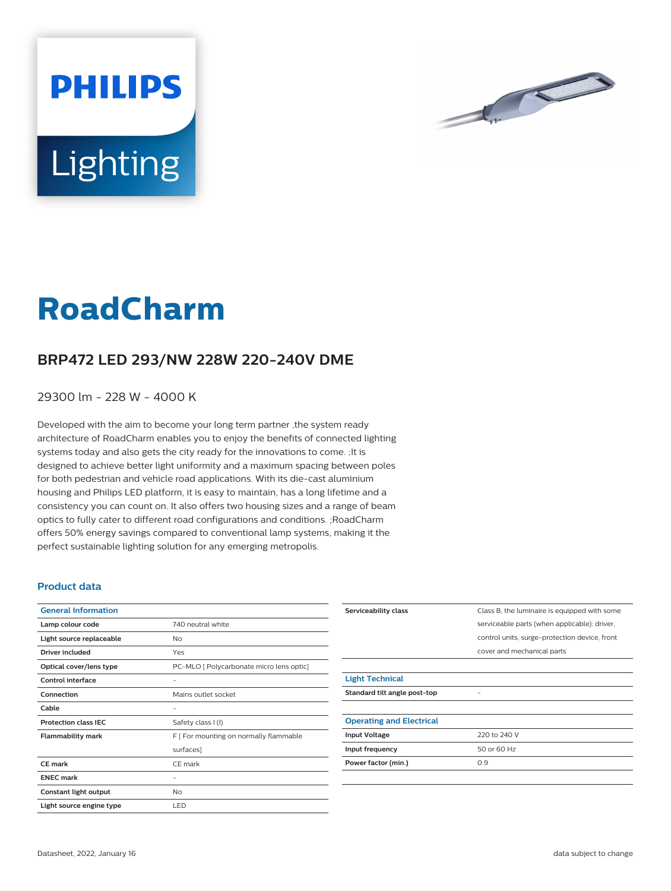# RoadCharm

## BRP472 LED 293/NW 228W 220-240V DME

29300 lm - 228 W - 4000 K

Developed with the aim to become your long term partner ,the system ready architecture of RoadCharm enables you to enjoy the benefits of connected lighting systems today and also gets the city ready for the innovations to come. ;It is designed to achieve better light uniformity and a maximum spacing between poles for both pedestrian and vehicle road applications. With its die-cast aluminium housing and Philips LED platform, it is easy to maintain, has a long lifetime and a consistency you can count on. It also offers two housing sizes and a range of beam optics to fully cater to different road configurations and conditions. ;RoadCharm offers 50% energy savings compared to conventional lamp systems, making it the perfect sustainable lighting solution for any emerging metropolis.

### Product data

| General Information | |
|---|---|
| **Lamp colour code** | 740 neutral white |
| **Light source replaceable** | No |
| **Driver included** | Yes |
| **Optical cover/lens type** | PC-MLO [ Polycarbonate micro lens optic] |
| **Control interface** | - |
| **Connection** | Mains outlet socket |
| **Cable** | - |
| **Protection class IEC** | Safety class I (I) |
| **Flammability mark** | F [ For mounting on normally flammable surfaces] |
| **CE mark** | CE mark |
| **ENEC mark** | - |
| **Constant light output** | No |
| **Light source engine type** | LED |
| **Serviceability class** | Class B, the luminaire is equipped with some serviceable parts (when applicable): driver, control units, surge-protection device, front cover and mechanical parts |

| Light Technical | |
|---|---|
| **Standard tilt angle post-top** | - |

| Operating and Electrical | |
|---|---|
| **Input Voltage** | 220 to 240 V |
| **Input frequency** | 50 or 60 Hz |
| **Power factor (min.)** | 0.9 |

Datasheet, 2022, January 16

data subject to change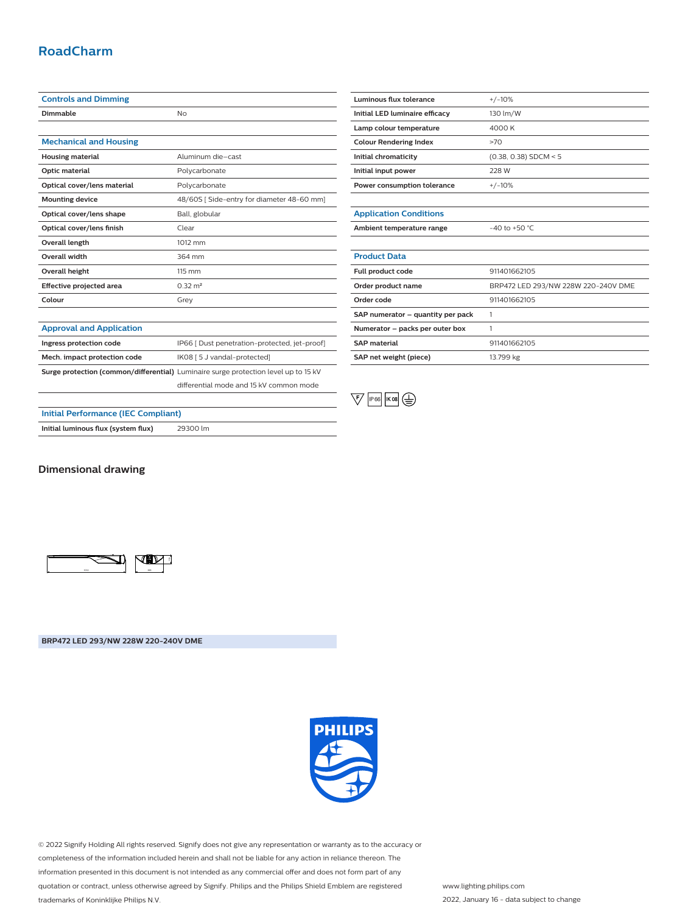## RoadCharm

| Controls and Dimming | |
|---|---|
| **Dimmable** | No |

| Mechanical and Housing | |
|---|---|
| **Housing material** | Aluminum die-cast |
| **Optic material** | Polycarbonate |
| **Optical cover/lens material** | Polycarbonate |
| **Mounting device** | 48/60S [ Side-entry for diameter 48-60 mm] |
| **Optical cover/lens shape** | Ball, globular |
| **Optical cover/lens finish** | Clear |
| **Overall length** | 1012 mm |
| **Overall width** | 364 mm |
| **Overall height** | 115 mm |
| **Effective projected area** | 0.32 m² |
| **Colour** | Grey |

| Approval and Application | |
|---|---|
| **Ingress protection code** | IP66 [ Dust penetration-protected, jet-proof] |
| **Mech. impact protection code** | IK08 [ 5 J vandal-protected] |
| **Surge protection (common/differential)** | Luminaire surge protection level up to 15 kV differential mode and 15 kV common mode |

| Initial Performance (IEC Compliant) | |
|---|---|
| **Initial luminous flux (system flux)** | 29300 lm |
| **Luminous flux tolerance** | +/-10% |
| **Initial LED luminaire efficacy** | 130 lm/W |
| **Lamp colour temperature** | 4000 K |
| **Colour Rendering Index** | >70 |
| **Initial chromaticity** | (0.38, 0.38) SDCM < 5 |
| **Initial input power** | 228 W |
| **Power consumption tolerance** | +/-10% |

| Application Conditions | |
|---|---|
| **Ambient temperature range** | -40 to +50 °C |

| Product Data | |
|---|---|
| **Full product code** | 911401662105 |
| **Order product name** | BRP472 LED 293/NW 228W 220-240V DME |
| **Order code** | 911401662105 |
| **SAP numerator – quantity per pack** | 1 |
| **Numerator – packs per outer box** | 1 |
| **SAP material** | 911401662105 |
| **SAP net weight (piece)** | 13.799 kg |

F IP66 IK08

### Dimensional drawing

1012

364

**BRP472 LED 293/NW 228W 220-240V DME**

© 2022 Signify Holding All rights reserved. Signify does not give any representation or warranty as to the accuracy or completeness of the information included herein and shall not be liable for any action in reliance thereon. The information presented in this document is not intended as any commercial offer and does not form part of any quotation or contract, unless otherwise agreed by Signify. Philips and the Philips Shield Emblem are registered trademarks of Koninklijke Philips N.V.

www.lighting.philips.com

2022, January 16 - data subject to change